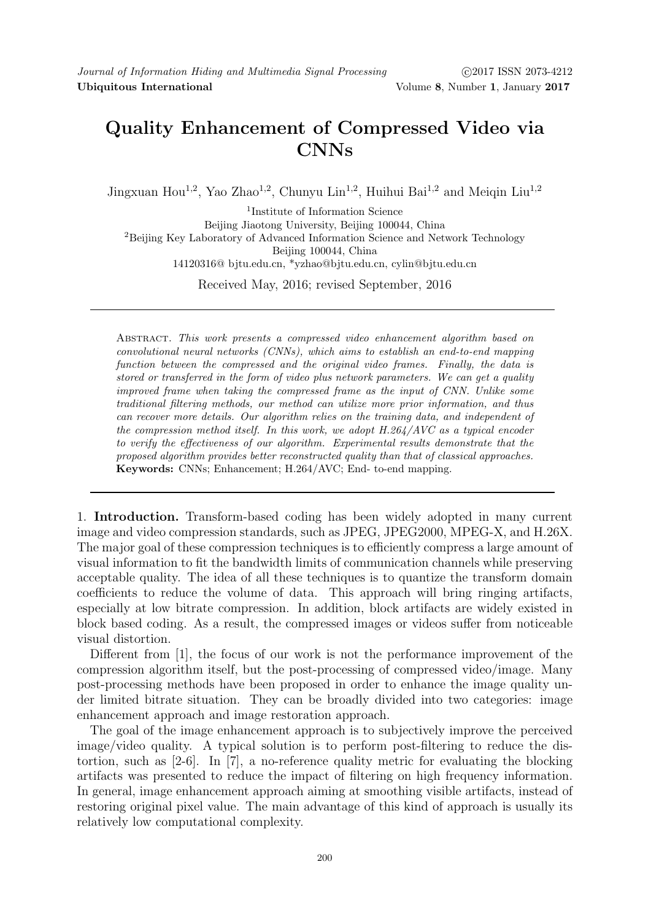# Quality Enhancement of Compressed Video via CNNs

Jingxuan Hou[1,2], Yao Zhao[1,2], Chunyu Lin[1,2], Huihui Bai[1,2] and Meiqin Liu[1,2]

[1]Institute of Information Science
Beijing Jiaotong University, Beijing 100044, China
[2]Beijing Key Laboratory of Advanced Information Science and Network Technology
Beijing 100044, China
14120316@ bjtu.edu.cn, *yzhao@bjtu.edu.cn, cylin@bjtu.edu.cn

Received May, 2016; revised September, 2016

Abstract. *This work presents a compressed video enhancement algorithm based on convolutional neural networks (CNNs), which aims to establish an end-to-end mapping function between the compressed and the original video frames. Finally, the data is stored or transferred in the form of video plus network parameters. We can get a quality improved frame when taking the compressed frame as the input of CNN. Unlike some traditional filtering methods, our method can utilize more prior information, and thus can recover more details. Our algorithm relies on the training data, and independent of the compression method itself. In this work, we adopt H.264/AVC as a typical encoder to verify the effectiveness of our algorithm. Experimental results demonstrate that the proposed algorithm provides better reconstructed quality than that of classical approaches.*
**Keywords:** CNNs; Enhancement; H.264/AVC; End- to-end mapping.

1. **Introduction.** Transform-based coding has been widely adopted in many current image and video compression standards, such as JPEG, JPEG2000, MPEG-X, and H.26X. The major goal of these compression techniques is to efficiently compress a large amount of visual information to fit the bandwidth limits of communication channels while preserving acceptable quality. The idea of all these techniques is to quantize the transform domain coefficients to reduce the volume of data. This approach will bring ringing artifacts, especially at low bitrate compression. In addition, block artifacts are widely existed in block based coding. As a result, the compressed images or videos suffer from noticeable visual distortion.

Different from [1], the focus of our work is not the performance improvement of the compression algorithm itself, but the post-processing of compressed video/image. Many post-processing methods have been proposed in order to enhance the image quality under limited bitrate situation. They can be broadly divided into two categories: image enhancement approach and image restoration approach.

The goal of the image enhancement approach is to subjectively improve the perceived image/video quality. A typical solution is to perform post-filtering to reduce the distortion, such as [2-6]. In [7], a no-reference quality metric for evaluating the blocking artifacts was presented to reduce the impact of filtering on high frequency information. In general, image enhancement approach aiming at smoothing visible artifacts, instead of restoring original pixel value. The main advantage of this kind of approach is usually its relatively low computational complexity.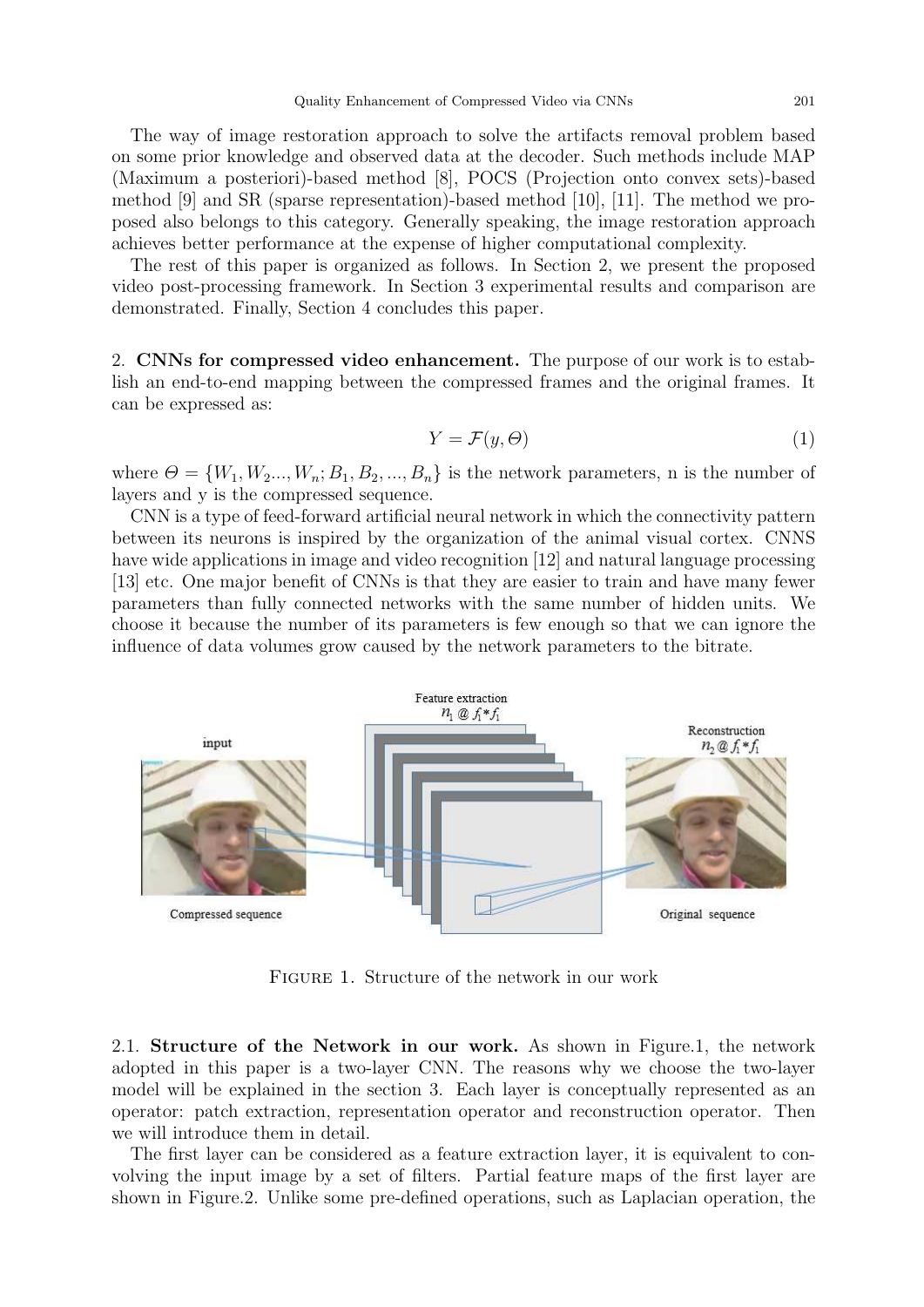The way of image restoration approach to solve the artifacts removal problem based on some prior knowledge and observed data at the decoder. Such methods include MAP (Maximum a posteriori)-based method [8], POCS (Projection onto convex sets)-based method [9] and SR (sparse representation)-based method [10], [11]. The method we proposed also belongs to this category. Generally speaking, the image restoration approach achieves better performance at the expense of higher computational complexity.

The rest of this paper is organized as follows. In Section 2, we present the proposed video post-processing framework. In Section 3 experimental results and comparison are demonstrated. Finally, Section 4 concludes this paper.

## 2. CNNs for compressed video enhancement.

The purpose of our work is to establish an end-to-end mapping between the compressed frames and the original frames. It can be expressed as:

$$Y = \mathcal{F}(y, \Theta) \tag{1}$$

where $\Theta = \{W_1, W_2 ..., W_n; B_1, B_2, ..., B_n\}$ is the network parameters, n is the number of layers and y is the compressed sequence.

CNN is a type of feed-forward artificial neural network in which the connectivity pattern between its neurons is inspired by the organization of the animal visual cortex. CNNS have wide applications in image and video recognition [12] and natural language processing [13] etc. One major benefit of CNNs is that they are easier to train and have many fewer parameters than fully connected networks with the same number of hidden units. We choose it because the number of its parameters is few enough so that we can ignore the influence of data volumes grow caused by the network parameters to the bitrate.

FIGURE 1. Structure of the network in our work

### 2.1. Structure of the Network in our work.

As shown in Figure.1, the network adopted in this paper is a two-layer CNN. The reasons why we choose the two-layer model will be explained in the section 3. Each layer is conceptually represented as an operator: patch extraction, representation operator and reconstruction operator. Then we will introduce them in detail.

The first layer can be considered as a feature extraction layer, it is equivalent to convolving the input image by a set of filters. Partial feature maps of the first layer are shown in Figure.2. Unlike some pre-defined operations, such as Laplacian operation, the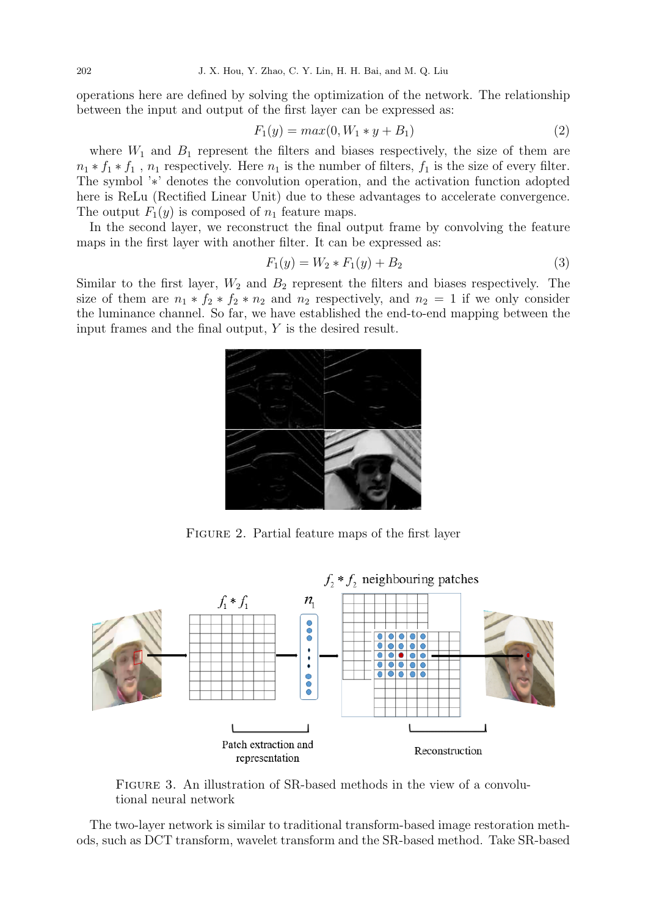operations here are defined by solving the optimization of the network. The relationship between the input and output of the first layer can be expressed as:

$$F_1(y) = max(0, W_1 * y + B_1) \tag{2}$$

where $W_1$ and $B_1$ represent the filters and biases respectively, the size of them are $n_1 * f_1 * f_1$ , $n_1$ respectively. Here $n_1$ is the number of filters, $f_1$ is the size of every filter. The symbol '$*$' denotes the convolution operation, and the activation function adopted here is ReLu (Rectified Linear Unit) due to these advantages to accelerate convergence. The output $F_1(y)$ is composed of $n_1$ feature maps.

In the second layer, we reconstruct the final output frame by convolving the feature maps in the first layer with another filter. It can be expressed as:

$$F_1(y) = W_2 * F_1(y) + B_2 \tag{3}$$

Similar to the first layer, $W_2$ and $B_2$ represent the filters and biases respectively. The size of them are $n_1 * f_2 * f_2 * n_2$ and $n_2$ respectively, and $n_2 = 1$ if we only consider the luminance channel. So far, we have established the end-to-end mapping between the input frames and the final output, $Y$ is the desired result.

FIGURE 2. Partial feature maps of the first layer

FIGURE 3. An illustration of SR-based methods in the view of a convolutional neural network

The two-layer network is similar to traditional transform-based image restoration methods, such as DCT transform, wavelet transform and the SR-based method. Take SR-based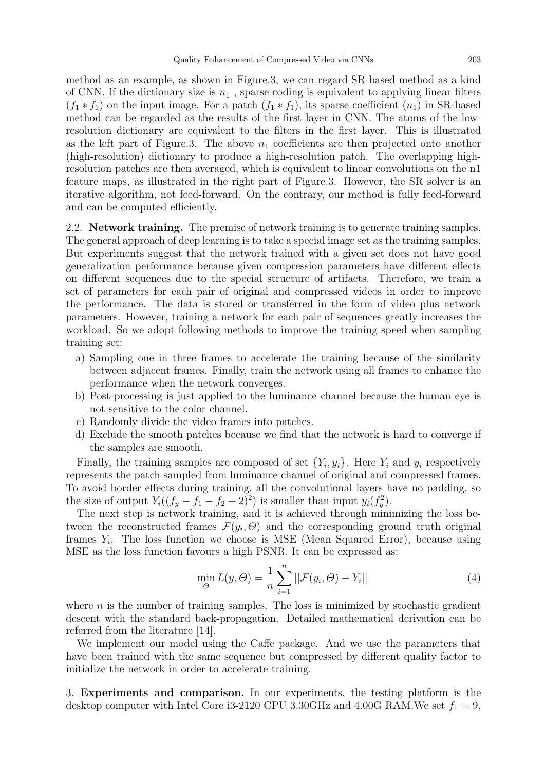method as an example, as shown in Figure.3, we can regard SR-based method as a kind of CNN. If the dictionary size is $n_1$ , sparse coding is equivalent to applying linear filters $(f_1 * f_1)$ on the input image. For a patch $(f_1 * f_1)$, its sparse coefficient $(n_1)$ in SR-based method can be regarded as the results of the first layer in CNN. The atoms of the low-resolution dictionary are equivalent to the filters in the first layer. This is illustrated as the left part of Figure.3. The above $n_1$ coefficients are then projected onto another (high-resolution) dictionary to produce a high-resolution patch. The overlapping high-resolution patches are then averaged, which is equivalent to linear convolutions on the n1 feature maps, as illustrated in the right part of Figure.3. However, the SR solver is an iterative algorithm, not feed-forward. On the contrary, our method is fully feed-forward and can be computed efficiently.

2.2. **Network training.** The premise of network training is to generate training samples. The general approach of deep learning is to take a special image set as the training samples. But experiments suggest that the network trained with a given set does not have good generalization performance because given compression parameters have different effects on different sequences due to the special structure of artifacts. Therefore, we train a set of parameters for each pair of original and compressed videos in order to improve the performance. The data is stored or transferred in the form of video plus network parameters. However, training a network for each pair of sequences greatly increases the workload. So we adopt following methods to improve the training speed when sampling training set:

a) Sampling one in three frames to accelerate the training because of the similarity between adjacent frames. Finally, train the network using all frames to enhance the performance when the network converges.
b) Post-processing is just applied to the luminance channel because the human eye is not sensitive to the color channel.
c) Randomly divide the video frames into patches.
d) Exclude the smooth patches because we find that the network is hard to converge if the samples are smooth.

Finally, the training samples are composed of set $\{Y_i, y_i\}$. Here $Y_i$ and $y_i$ respectively represents the patch sampled from luminance channel of original and compressed frames. To avoid border effects during training, all the convolutional layers have no padding, so the size of output $Y_i((f_y - f_1 - f_2 + 2)^2)$ is smaller than input $y_i(f_y^2)$.

The next step is network training, and it is achieved through minimizing the loss between the reconstructed frames $\mathcal{F}(y_i, \Theta)$ and the corresponding ground truth original frames $Y_i$. The loss function we choose is MSE (Mean Squared Error), because using MSE as the loss function favours a high PSNR. It can be expressed as:

$$\min_{\Theta} L(y, \Theta) = \frac{1}{n} \sum_{i=1}^{n} ||\mathcal{F}(y_i, \Theta) - Y_i|| \tag{4}$$

where $n$ is the number of training samples. The loss is minimized by stochastic gradient descent with the standard back-propagation. Detailed mathematical derivation can be referred from the literature [14].

We implement our model using the Caffe package. And we use the parameters that have been trained with the same sequence but compressed by different quality factor to initialize the network in order to accelerate training.

3. **Experiments and comparison.** In our experiments, the testing platform is the desktop computer with Intel Core i3-2120 CPU 3.30GHz and 4.00G RAM.We set $f_1 = 9$,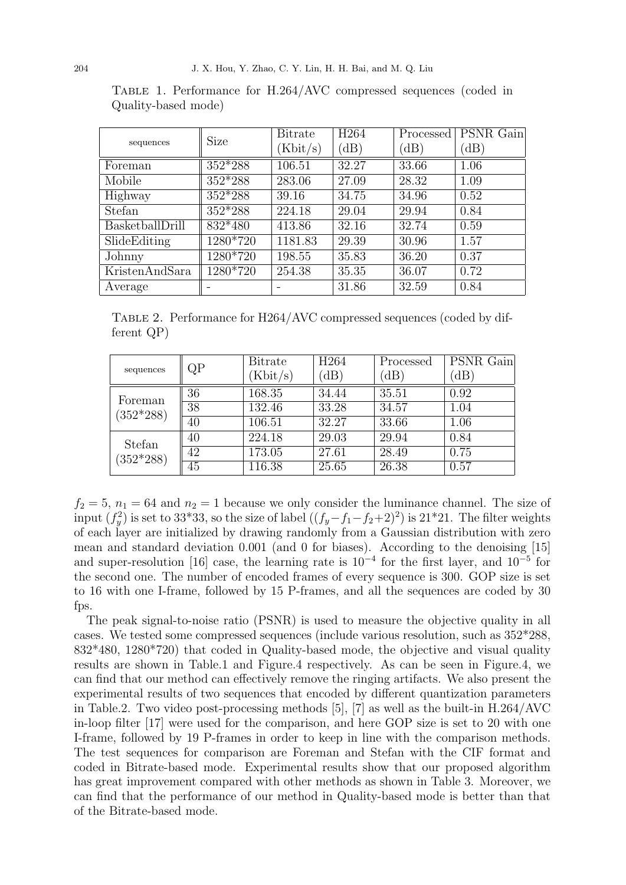Table 1. Performance for H.264/AVC compressed sequences (coded in Quality-based mode)

| sequences | Size | Bitrate (Kbit/s) | H264 (dB) | Processed (dB) | PSNR Gain (dB) |
|---|---|---|---|---|---|
| Foreman | 352*288 | 106.51 | 32.27 | 33.66 | 1.06 |
| Mobile | 352*288 | 283.06 | 27.09 | 28.32 | 1.09 |
| Highway | 352*288 | 39.16 | 34.75 | 34.96 | 0.52 |
| Stefan | 352*288 | 224.18 | 29.04 | 29.94 | 0.84 |
| BasketballDrill | 832*480 | 413.86 | 32.16 | 32.74 | 0.59 |
| SlideEditing | 1280*720 | 1181.83 | 29.39 | 30.96 | 1.57 |
| Johnny | 1280*720 | 198.55 | 35.83 | 36.20 | 0.37 |
| KristenAndSara | 1280*720 | 254.38 | 35.35 | 36.07 | 0.72 |
| Average | - | - | 31.86 | 32.59 | 0.84 |

Table 2. Performance for H264/AVC compressed sequences (coded by different QP)

| sequences | QP | Bitrate (Kbit/s) | H264 (dB) | Processed (dB) | PSNR Gain (dB) |
|---|---|---|---|---|---|
| Foreman (352*288) | 36 | 168.35 | 34.44 | 35.51 | 0.92 |
| | 38 | 132.46 | 33.28 | 34.57 | 1.04 |
| | 40 | 106.51 | 32.27 | 33.66 | 1.06 |
| Stefan (352*288) | 40 | 224.18 | 29.03 | 29.94 | 0.84 |
| | 42 | 173.05 | 27.61 | 28.49 | 0.75 |
| | 45 | 116.38 | 25.65 | 26.38 | 0.57 |

$f_2 = 5$, $n_1 = 64$ and $n_2 = 1$ because we only consider the luminance channel. The size of input ($f_y^2$) is set to 33*33, so the size of label ($(f_y - f_1 - f_2 + 2)^2$) is 21*21. The filter weights of each layer are initialized by drawing randomly from a Gaussian distribution with zero mean and standard deviation 0.001 (and 0 for biases). According to the denoising [15] and super-resolution [16] case, the learning rate is $10^{-4}$ for the first layer, and $10^{-5}$ for the second one. The number of encoded frames of every sequence is 300. GOP size is set to 16 with one I-frame, followed by 15 P-frames, and all the sequences are coded by 30 fps.

The peak signal-to-noise ratio (PSNR) is used to measure the objective quality in all cases. We tested some compressed sequences (include various resolution, such as 352*288, 832*480, 1280*720) that coded in Quality-based mode, the objective and visual quality results are shown in Table.1 and Figure.4 respectively. As can be seen in Figure.4, we can find that our method can effectively remove the ringing artifacts. We also present the experimental results of two sequences that encoded by different quantization parameters in Table.2. Two video post-processing methods [5], [7] as well as the built-in H.264/AVC in-loop filter [17] were used for the comparison, and here GOP size is set to 20 with one I-frame, followed by 19 P-frames in order to keep in line with the comparison methods. The test sequences for comparison are Foreman and Stefan with the CIF format and coded in Bitrate-based mode. Experimental results show that our proposed algorithm has great improvement compared with other methods as shown in Table 3. Moreover, we can find that the performance of our method in Quality-based mode is better than that of the Bitrate-based mode.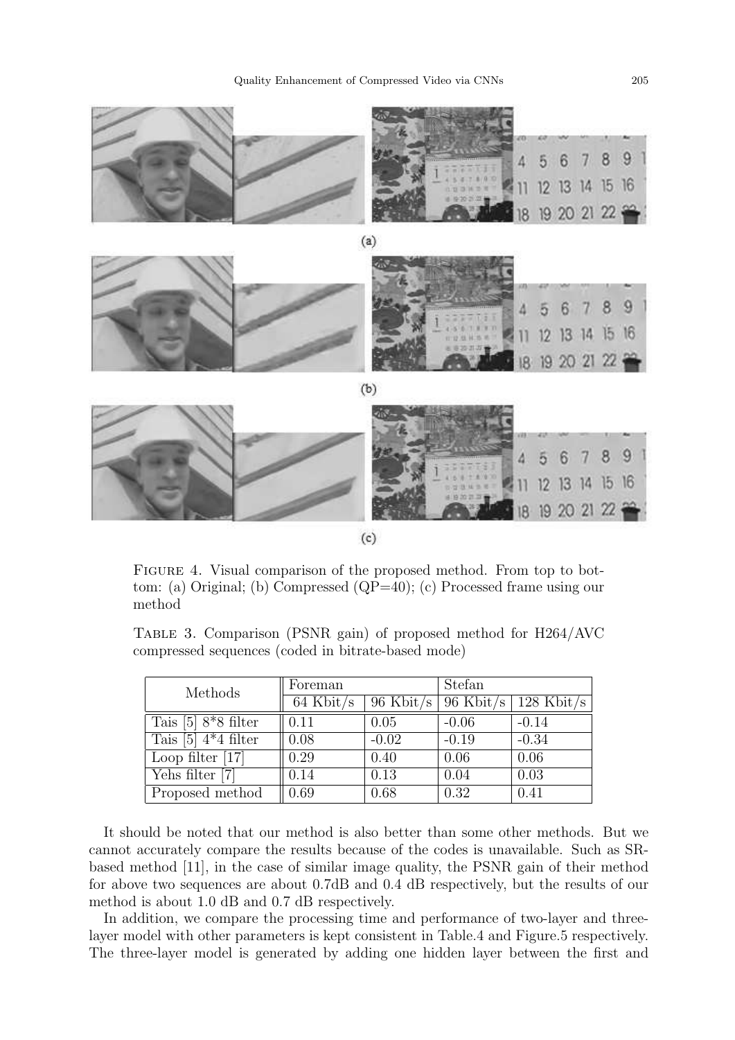FIGURE 4. Visual comparison of the proposed method. From top to bottom: (a) Original; (b) Compressed (QP=40); (c) Processed frame using our method

TABLE 3. Comparison (PSNR gain) of proposed method for H264/AVC compressed sequences (coded in bitrate-based mode)

| Methods | Foreman | | Stefan | |
|---|---|---|---|---|
| | 64 Kbit/s | 96 Kbit/s | 96 Kbit/s | 128 Kbit/s |
| Tais [5] 8*8 filter | 0.11 | 0.05 | -0.06 | -0.14 |
| Tais [5] 4*4 filter | 0.08 | -0.02 | -0.19 | -0.34 |
| Loop filter [17] | 0.29 | 0.40 | 0.06 | 0.06 |
| Yehs filter [7] | 0.14 | 0.13 | 0.04 | 0.03 |
| Proposed method | 0.69 | 0.68 | 0.32 | 0.41 |

It should be noted that our method is also better than some other methods. But we cannot accurately compare the results because of the codes is unavailable. Such as SR-based method [11], in the case of similar image quality, the PSNR gain of their method for above two sequences are about 0.7dB and 0.4 dB respectively, but the results of our method is about 1.0 dB and 0.7 dB respectively.

In addition, we compare the processing time and performance of two-layer and three-layer model with other parameters is kept consistent in Table.4 and Figure.5 respectively. The three-layer model is generated by adding one hidden layer between the first and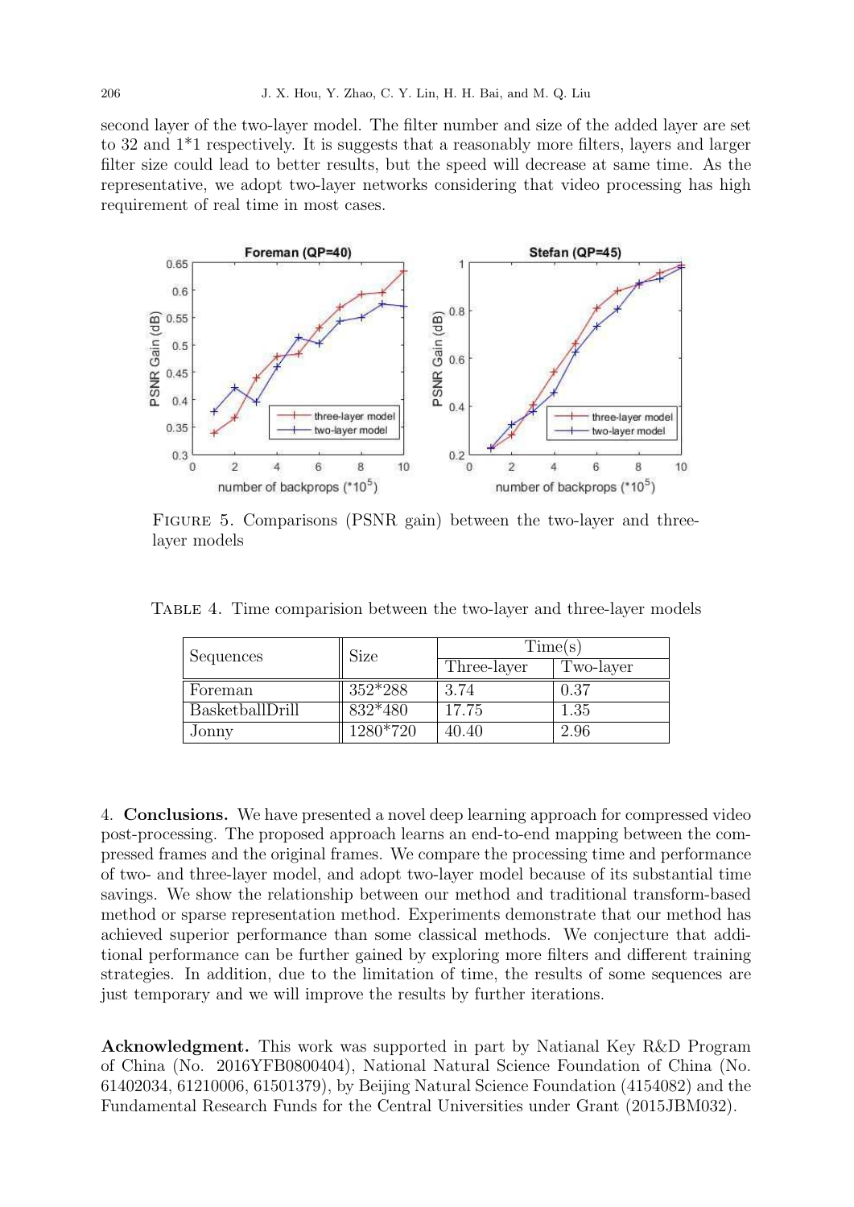second layer of the two-layer model. The filter number and size of the added layer are set to 32 and 1*1 respectively. It is suggests that a reasonably more filters, layers and larger filter size could lead to better results, but the speed will decrease at same time. As the representative, we adopt two-layer networks considering that video processing has high requirement of real time in most cases.

Figure 5. Comparisons (PSNR gain) between the two-layer and three-layer models

Table 4. Time comparision between the two-layer and three-layer models

| Sequences | Size | Time(s) | |
|---|---|---|---|
| | | Three-layer | Two-layer |
| Foreman | 352*288 | 3.74 | 0.37 |
| BasketballDrill | 832*480 | 17.75 | 1.35 |
| Jonny | 1280*720 | 40.40 | 2.96 |

4. **Conclusions.** We have presented a novel deep learning approach for compressed video post-processing. The proposed approach learns an end-to-end mapping between the compressed frames and the original frames. We compare the processing time and performance of two- and three-layer model, and adopt two-layer model because of its substantial time savings. We show the relationship between our method and traditional transform-based method or sparse representation method. Experiments demonstrate that our method has achieved superior performance than some classical methods. We conjecture that additional performance can be further gained by exploring more filters and different training strategies. In addition, due to the limitation of time, the results of some sequences are just temporary and we will improve the results by further iterations.

**Acknowledgment.** This work was supported in part by Natianal Key R&D Program of China (No. 2016YFB0800404), National Natural Science Foundation of China (No. 61402034, 61210006, 61501379), by Beijing Natural Science Foundation (4154082) and the Fundamental Research Funds for the Central Universities under Grant (2015JBM032).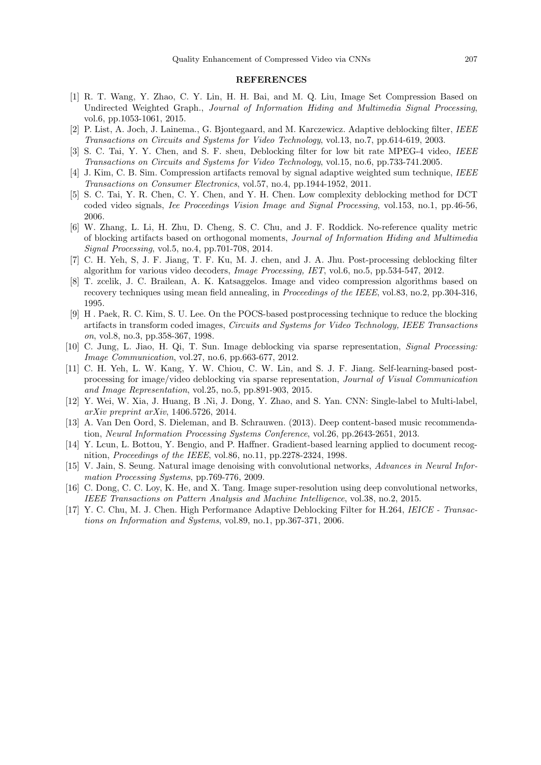## REFERENCES

[1] R. T. Wang, Y. Zhao, C. Y. Lin, H. H. Bai, and M. Q. Liu, Image Set Compression Based on Undirected Weighted Graph., *Journal of Information Hiding and Multimedia Signal Processing*, vol.6, pp.1053-1061, 2015.

[2] P. List, A. Joch, J. Lainema., G. Bjontegaard, and M. Karczewicz. Adaptive deblocking filter, *IEEE Transactions on Circuits and Systems for Video Technology*, vol.13, no.7, pp.614-619, 2003.

[3] S. C. Tai, Y. Y. Chen, and S. F. sheu, Deblocking filter for low bit rate MPEG-4 video, *IEEE Transactions on Circuits and Systems for Video Technology*, vol.15, no.6, pp.733-741.2005.

[4] J. Kim, C. B. Sim. Compression artifacts removal by signal adaptive weighted sum technique, *IEEE Transactions on Consumer Electronics*, vol.57, no.4, pp.1944-1952, 2011.

[5] S. C. Tai, Y. R. Chen, C. Y. Chen, and Y. H. Chen. Low complexity deblocking method for DCT coded video signals, *Iee Proceedings Vision Image and Signal Processing*, vol.153, no.1, pp.46-56, 2006.

[6] W. Zhang, L. Li, H. Zhu, D. Cheng, S. C. Chu, and J. F. Roddick. No-reference quality metric of blocking artifacts based on orthogonal moments, *Journal of Information Hiding and Multimedia Signal Processing*, vol.5, no.4, pp.701-708, 2014.

[7] C. H. Yeh, S, J. F. Jiang, T. F. Ku, M. J. chen, and J. A. Jhu. Post-processing deblocking filter algorithm for various video decoders, *Image Processing, IET*, vol.6, no.5, pp.534-547, 2012.

[8] T. zcelik, J. C. Brailean, A. K. Katsaggelos. Image and video compression algorithms based on recovery techniques using mean field annealing, in *Proceedings of the IEEE*, vol.83, no.2, pp.304-316, 1995.

[9] H . Paek, R. C. Kim, S. U. Lee. On the POCS-based postprocessing technique to reduce the blocking artifacts in transform coded images, *Circuits and Systems for Video Technology, IEEE Transactions on*, vol.8, no.3, pp.358-367, 1998.

[10] C. Jung, L. Jiao, H. Qi, T. Sun. Image deblocking via sparse representation, *Signal Processing: Image Communication*, vol.27, no.6, pp.663-677, 2012.

[11] C. H. Yeh, L. W. Kang, Y. W. Chiou, C. W. Lin, and S. J. F. Jiang. Self-learning-based post-processing for image/video deblocking via sparse representation, *Journal of Visual Communication and Image Representation*, vol.25, no.5, pp.891-903, 2015.

[12] Y. Wei, W. Xia, J. Huang, B .Ni, J. Dong, Y. Zhao, and S. Yan. CNN: Single-label to Multi-label, *arXiv preprint arXiv*, 1406.5726, 2014.

[13] A. Van Den Oord, S. Dieleman, and B. Schrauwen. (2013). Deep content-based music recommendation, *Neural Information Processing Systems Conference*, vol.26, pp.2643-2651, 2013.

[14] Y. Lcun, L. Bottou, Y. Bengio, and P. Haffner. Gradient-based learning applied to document recognition, *Proceedings of the IEEE*, vol.86, no.11, pp.2278-2324, 1998.

[15] V. Jain, S. Seung. Natural image denoising with convolutional networks, *Advances in Neural Information Processing Systems*, pp.769-776, 2009.

[16] C. Dong, C. C. Loy, K. He, and X. Tang. Image super-resolution using deep convolutional networks, *IEEE Transactions on Pattern Analysis and Machine Intelligence*, vol.38, no.2, 2015.

[17] Y. C. Chu, M. J. Chen. High Performance Adaptive Deblocking Filter for H.264, *IEICE - Transactions on Information and Systems*, vol.89, no.1, pp.367-371, 2006.